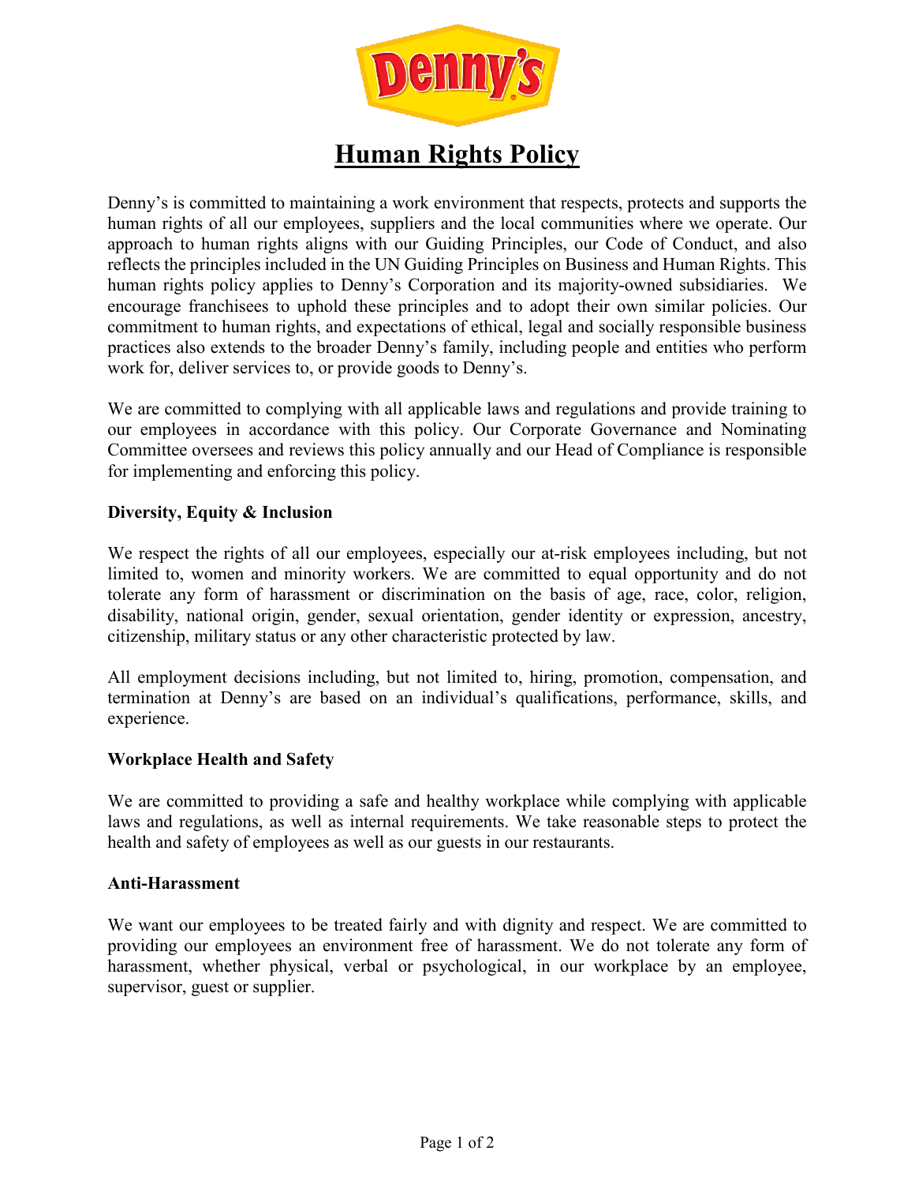# Human Rights Policy

Denny's is committed to maintaining a work environment that respects, protects and supports the human rights of all our employees, suppliers and the local communities where we operate. Our approach to human rights aligns with our Guiding Principles, our Code of Conduct, and also reflects the principles included in the UN Guiding Principles on Business and Human Rights. This human rights policy applies to Denny's Corporation and its majority-owned subsidiaries. We encourage franchisees to uphold these principles and to adopt their own similar policies. Our commitment to human rights, and expectations of ethical, legal and socially responsible business practices also extends to the broader Denny's family, including people and entities who perform work for, deliver services to, or provide goods to Denny's.

We are committed to complying with all applicable laws and regulations and provide training to our employees in accordance with this policy. Our Corporate Governance and Nominating Committee oversees and reviews this policy annually and our Head of Compliance is responsible for implementing and enforcing this policy.

**Diversity, Equity & Inclusion**

We respect the rights of all our employees, especially our at-risk employees including, but not limited to, women and minority workers. We are committed to equal opportunity and do not tolerate any form of harassment or discrimination on the basis of age, race, color, religion, disability, national origin, gender, sexual orientation, gender identity or expression, ancestry, citizenship, military status or any other characteristic protected by law.

All employment decisions including, but not limited to, hiring, promotion, compensation, and termination at Denny's are based on an individual's qualifications, performance, skills, and experience.

**Workplace Health and Safety**

We are committed to providing a safe and healthy workplace while complying with applicable laws and regulations, as well as internal requirements. We take reasonable steps to protect the health and safety of employees as well as our guests in our restaurants.

**Anti-Harassment**

We want our employees to be treated fairly and with dignity and respect. We are committed to providing our employees an environment free of harassment. We do not tolerate any form of harassment, whether physical, verbal or psychological, in our workplace by an employee, supervisor, guest or supplier.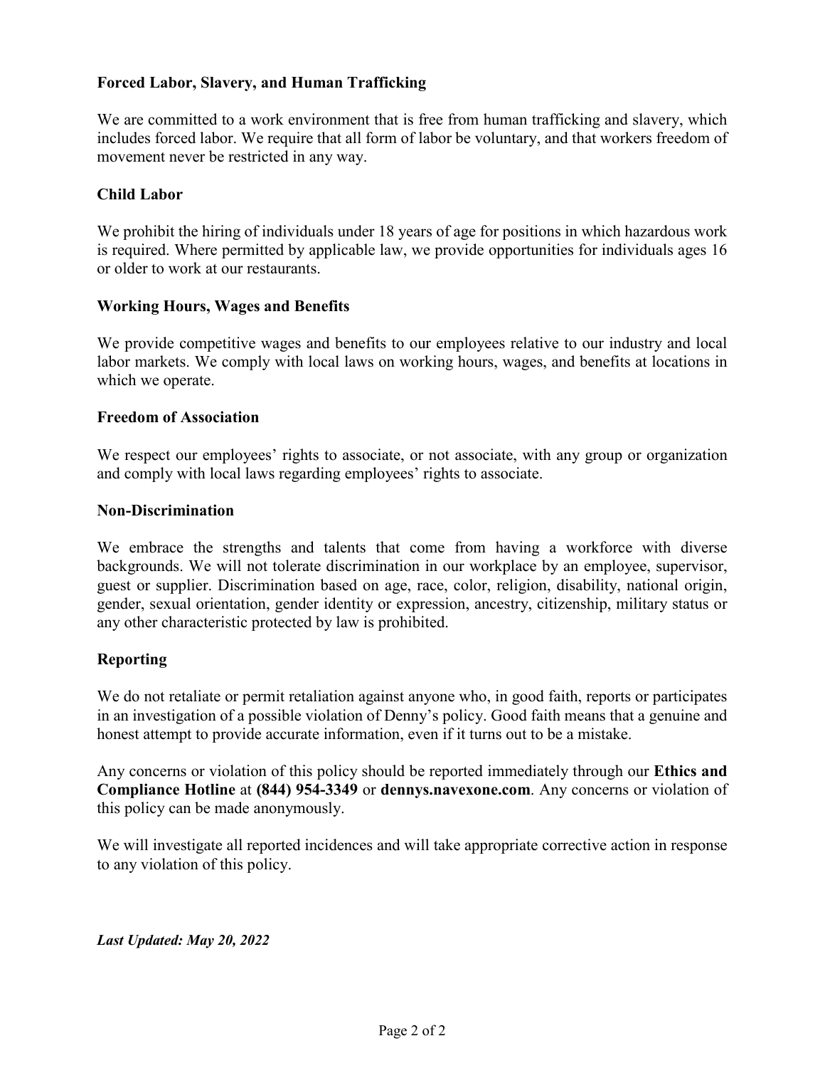### Forced Labor, Slavery, and Human Trafficking

We are committed to a work environment that is free from human trafficking and slavery, which includes forced labor. We require that all form of labor be voluntary, and that workers freedom of movement never be restricted in any way.

### Child Labor

We prohibit the hiring of individuals under 18 years of age for positions in which hazardous work is required. Where permitted by applicable law, we provide opportunities for individuals ages 16 or older to work at our restaurants.

### Working Hours, Wages and Benefits

We provide competitive wages and benefits to our employees relative to our industry and local labor markets. We comply with local laws on working hours, wages, and benefits at locations in which we operate.

### Freedom of Association

We respect our employees' rights to associate, or not associate, with any group or organization and comply with local laws regarding employees' rights to associate.

### Non-Discrimination

We embrace the strengths and talents that come from having a workforce with diverse backgrounds. We will not tolerate discrimination in our workplace by an employee, supervisor, guest or supplier. Discrimination based on age, race, color, religion, disability, national origin, gender, sexual orientation, gender identity or expression, ancestry, citizenship, military status or any other characteristic protected by law is prohibited.

### Reporting

We do not retaliate or permit retaliation against anyone who, in good faith, reports or participates in an investigation of a possible violation of Denny's policy. Good faith means that a genuine and honest attempt to provide accurate information, even if it turns out to be a mistake.

Any concerns or violation of this policy should be reported immediately through our **Ethics and Compliance Hotline** at **(844) 954-3349** or **dennys.navexone.com**. Any concerns or violation of this policy can be made anonymously.

We will investigate all reported incidences and will take appropriate corrective action in response to any violation of this policy.

***Last Updated: May 20, 2022***